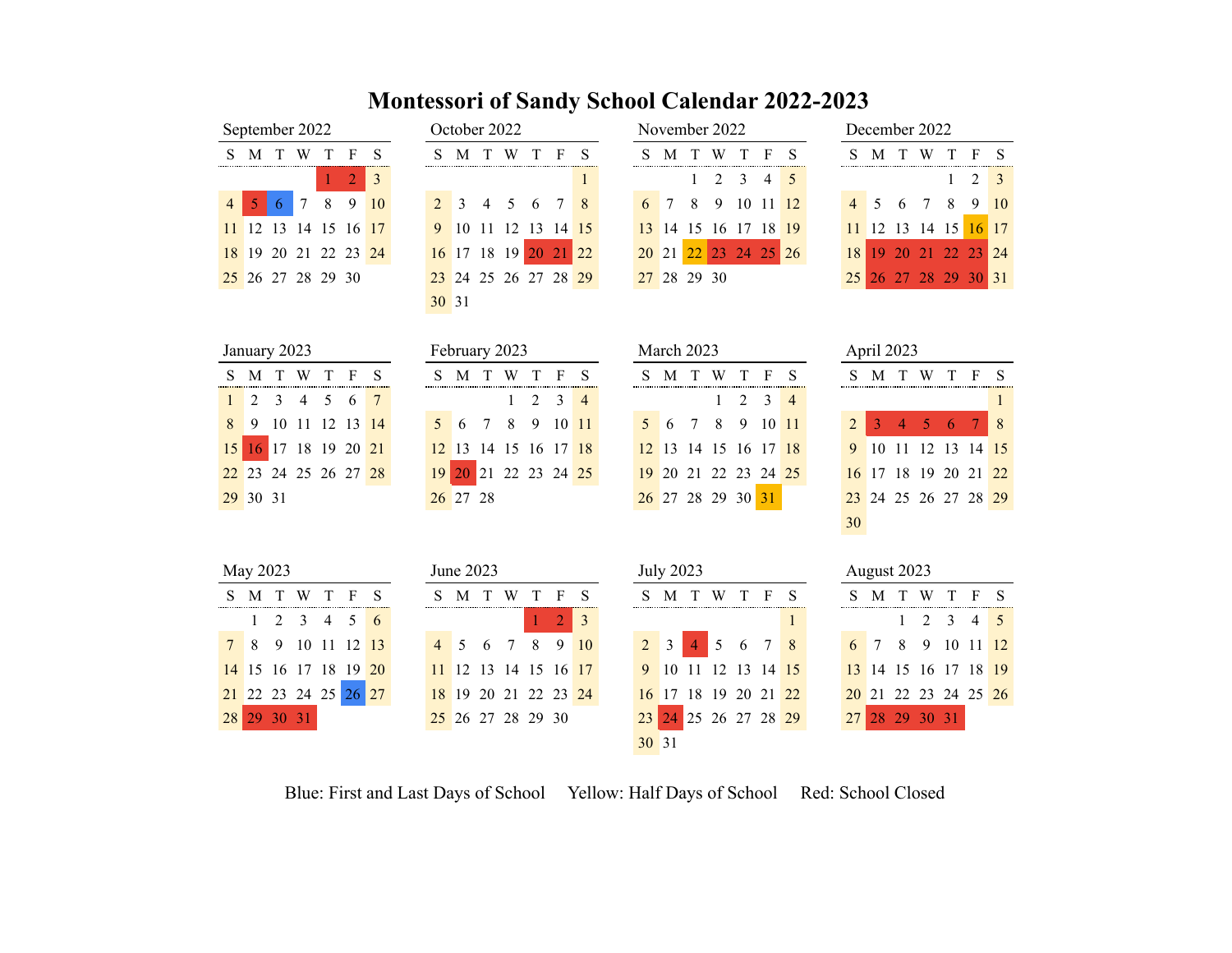# Montessori of Sandy School Calendar 2022-2023

### September 2022

| S | M | T | W | T | F | S |
|---|---|---|---|---|---|---|
| | | | | 1 | 2 | 3 |
| 4 | 5 | 6 | 7 | 8 | 9 | 10 |
| 11 | 12 | 13 | 14 | 15 | 16 | 17 |
| 18 | 19 | 20 | 21 | 22 | 23 | 24 |
| 25 | 26 | 27 | 28 | 29 | 30 | |

### October 2022

| S | M | T | W | T | F | S |
|---|---|---|---|---|---|---|
| | | | | | | 1 |
| 2 | 3 | 4 | 5 | 6 | 7 | 8 |
| 9 | 10 | 11 | 12 | 13 | 14 | 15 |
| 16 | 17 | 18 | 19 | 20 | 21 | 22 |
| 23 | 24 | 25 | 26 | 27 | 28 | 29 |
| 30 | 31 | | | | | |

### November 2022

| S | M | T | W | T | F | S |
|---|---|---|---|---|---|---|
| | | 1 | 2 | 3 | 4 | 5 |
| 6 | 7 | 8 | 9 | 10 | 11 | 12 |
| 13 | 14 | 15 | 16 | 17 | 18 | 19 |
| 20 | 21 | 22 | 23 | 24 | 25 | 26 |
| 27 | 28 | 29 | 30 | | | |

### December 2022

| S | M | T | W | T | F | S |
|---|---|---|---|---|---|---|
| | | | | 1 | 2 | 3 |
| 4 | 5 | 6 | 7 | 8 | 9 | 10 |
| 11 | 12 | 13 | 14 | 15 | 16 | 17 |
| 18 | 19 | 20 | 21 | 22 | 23 | 24 |
| 25 | 26 | 27 | 28 | 29 | 30 | 31 |

### January 2023

| S | M | T | W | T | F | S |
|---|---|---|---|---|---|---|
| 1 | 2 | 3 | 4 | 5 | 6 | 7 |
| 8 | 9 | 10 | 11 | 12 | 13 | 14 |
| 15 | 16 | 17 | 18 | 19 | 20 | 21 |
| 22 | 23 | 24 | 25 | 26 | 27 | 28 |
| 29 | 30 | 31 | | | | |

### February 2023

| S | M | T | W | T | F | S |
|---|---|---|---|---|---|---|
| | | | 1 | 2 | 3 | 4 |
| 5 | 6 | 7 | 8 | 9 | 10 | 11 |
| 12 | 13 | 14 | 15 | 16 | 17 | 18 |
| 19 | 20 | 21 | 22 | 23 | 24 | 25 |
| 26 | 27 | 28 | | | | |

### March 2023

| S | M | T | W | T | F | S |
|---|---|---|---|---|---|---|
| | | | 1 | 2 | 3 | 4 |
| 5 | 6 | 7 | 8 | 9 | 10 | 11 |
| 12 | 13 | 14 | 15 | 16 | 17 | 18 |
| 19 | 20 | 21 | 22 | 23 | 24 | 25 |
| 26 | 27 | 28 | 29 | 30 | 31 | |

### April 2023

| S | M | T | W | T | F | S |
|---|---|---|---|---|---|---|
| | | | | | | 1 |
| 2 | 3 | 4 | 5 | 6 | 7 | 8 |
| 9 | 10 | 11 | 12 | 13 | 14 | 15 |
| 16 | 17 | 18 | 19 | 20 | 21 | 22 |
| 23 | 24 | 25 | 26 | 27 | 28 | 29 |
| 30 | | | | | | |

### May 2023

| S | M | T | W | T | F | S |
|---|---|---|---|---|---|---|
| | 1 | 2 | 3 | 4 | 5 | 6 |
| 7 | 8 | 9 | 10 | 11 | 12 | 13 |
| 14 | 15 | 16 | 17 | 18 | 19 | 20 |
| 21 | 22 | 23 | 24 | 25 | 26 | 27 |
| 28 | 29 | 30 | 31 | | | |

### June 2023

| S | M | T | W | T | F | S |
|---|---|---|---|---|---|---|
| | | | | 1 | 2 | 3 |
| 4 | 5 | 6 | 7 | 8 | 9 | 10 |
| 11 | 12 | 13 | 14 | 15 | 16 | 17 |
| 18 | 19 | 20 | 21 | 22 | 23 | 24 |
| 25 | 26 | 27 | 28 | 29 | 30 | |

### July 2023

| S | M | T | W | T | F | S |
|---|---|---|---|---|---|---|
| | | | | | | 1 |
| 2 | 3 | 4 | 5 | 6 | 7 | 8 |
| 9 | 10 | 11 | 12 | 13 | 14 | 15 |
| 16 | 17 | 18 | 19 | 20 | 21 | 22 |
| 23 | 24 | 25 | 26 | 27 | 28 | 29 |
| 30 | 31 | | | | | |

### August 2023

| S | M | T | W | T | F | S |
|---|---|---|---|---|---|---|
| | | 1 | 2 | 3 | 4 | 5 |
| 6 | 7 | 8 | 9 | 10 | 11 | 12 |
| 13 | 14 | 15 | 16 | 17 | 18 | 19 |
| 20 | 21 | 22 | 23 | 24 | 25 | 26 |
| 27 | 28 | 29 | 30 | 31 | | |

Blue: First and Last Days of School     Yellow: Half Days of School     Red: School Closed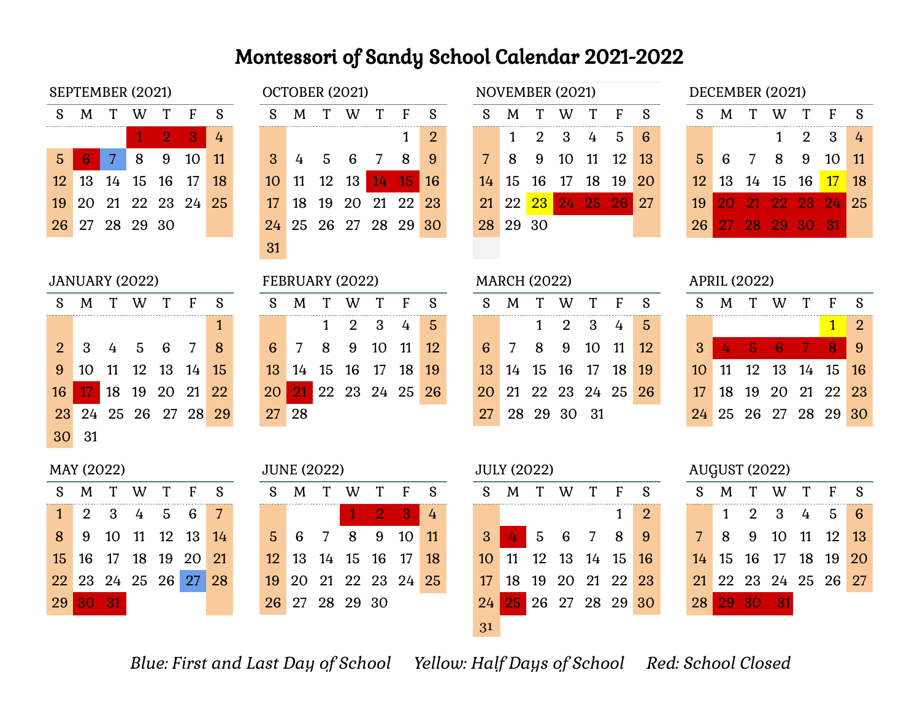# Montessori of Sandy School Calendar 2021-2022

### SEPTEMBER (2021)

| S | M | T | W | T | F | S |
|---|---|---|---|---|---|---|
| | | | 1 | 2 | 3 | 4 |
| 5 | 6 | 7 | 8 | 9 | 10 | 11 |
| 12 | 13 | 14 | 15 | 16 | 17 | 18 |
| 19 | 20 | 21 | 22 | 23 | 24 | 25 |
| 26 | 27 | 28 | 29 | 30 | | |

### OCTOBER (2021)

| S | M | T | W | T | F | S |
|---|---|---|---|---|---|---|
| | | | | | 1 | 2 |
| 3 | 4 | 5 | 6 | 7 | 8 | 9 |
| 10 | 11 | 12 | 13 | 14 | 15 | 16 |
| 17 | 18 | 19 | 20 | 21 | 22 | 23 |
| 24 | 25 | 26 | 27 | 28 | 29 | 30 |
| 31 | | | | | | |

### NOVEMBER (2021)

| S | M | T | W | T | F | S |
|---|---|---|---|---|---|---|
| | 1 | 2 | 3 | 4 | 5 | 6 |
| 7 | 8 | 9 | 10 | 11 | 12 | 13 |
| 14 | 15 | 16 | 17 | 18 | 19 | 20 |
| 21 | 22 | 23 | 24 | 25 | 26 | 27 |
| 28 | 29 | 30 | | | | |

### DECEMBER (2021)

| S | M | T | W | T | F | S |
|---|---|---|---|---|---|---|
| | | | 1 | 2 | 3 | 4 |
| 5 | 6 | 7 | 8 | 9 | 10 | 11 |
| 12 | 13 | 14 | 15 | 16 | 17 | 18 |
| 19 | 20 | 21 | 22 | 23 | 24 | 25 |
| 26 | 27 | 28 | 29 | 30 | 31 | |

### JANUARY (2022)

| S | M | T | W | T | F | S |
|---|---|---|---|---|---|---|
| | | | | | | 1 |
| 2 | 3 | 4 | 5 | 6 | 7 | 8 |
| 9 | 10 | 11 | 12 | 13 | 14 | 15 |
| 16 | 17 | 18 | 19 | 20 | 21 | 22 |
| 23 | 24 | 25 | 26 | 27 | 28 | 29 |
| 30 | 31 | | | | | |

### FEBRUARY (2022)

| S | M | T | W | T | F | S |
|---|---|---|---|---|---|---|
| | | 1 | 2 | 3 | 4 | 5 |
| 6 | 7 | 8 | 9 | 10 | 11 | 12 |
| 13 | 14 | 15 | 16 | 17 | 18 | 19 |
| 20 | 21 | 22 | 23 | 24 | 25 | 26 |
| 27 | 28 | | | | | |

### MARCH (2022)

| S | M | T | W | T | F | S |
|---|---|---|---|---|---|---|
| | | 1 | 2 | 3 | 4 | 5 |
| 6 | 7 | 8 | 9 | 10 | 11 | 12 |
| 13 | 14 | 15 | 16 | 17 | 18 | 19 |
| 20 | 21 | 22 | 23 | 24 | 25 | 26 |
| 27 | 28 | 29 | 30 | 31 | | |

### APRIL (2022)

| S | M | T | W | T | F | S |
|---|---|---|---|---|---|---|
| | | | | | 1 | 2 |
| 3 | 4 | 5 | 6 | 7 | 8 | 9 |
| 10 | 11 | 12 | 13 | 14 | 15 | 16 |
| 17 | 18 | 19 | 20 | 21 | 22 | 23 |
| 24 | 25 | 26 | 27 | 28 | 29 | 30 |

### MAY (2022)

| S | M | T | W | T | F | S |
|---|---|---|---|---|---|---|
| 1 | 2 | 3 | 4 | 5 | 6 | 7 |
| 8 | 9 | 10 | 11 | 12 | 13 | 14 |
| 15 | 16 | 17 | 18 | 19 | 20 | 21 |
| 22 | 23 | 24 | 25 | 26 | 27 | 28 |
| 29 | 30 | 31 | | | | |

### JUNE (2022)

| S | M | T | W | T | F | S |
|---|---|---|---|---|---|---|
| | | | 1 | 2 | 3 | 4 |
| 5 | 6 | 7 | 8 | 9 | 10 | 11 |
| 12 | 13 | 14 | 15 | 16 | 17 | 18 |
| 19 | 20 | 21 | 22 | 23 | 24 | 25 |
| 26 | 27 | 28 | 29 | 30 | | |

### JULY (2022)

| S | M | T | W | T | F | S |
|---|---|---|---|---|---|---|
| | | | | | 1 | 2 |
| 3 | 4 | 5 | 6 | 7 | 8 | 9 |
| 10 | 11 | 12 | 13 | 14 | 15 | 16 |
| 17 | 18 | 19 | 20 | 21 | 22 | 23 |
| 24 | 25 | 26 | 27 | 28 | 29 | 30 |
| 31 | | | | | | |

### AUGUST (2022)

| S | M | T | W | T | F | S |
|---|---|---|---|---|---|---|
| | 1 | 2 | 3 | 4 | 5 | 6 |
| 7 | 8 | 9 | 10 | 11 | 12 | 13 |
| 14 | 15 | 16 | 17 | 18 | 19 | 20 |
| 21 | 22 | 23 | 24 | 25 | 26 | 27 |
| 28 | 29 | 30 | 31 | | | |

*Blue: First and Last Day of School* *Yellow: Half Days of School* *Red: School Closed*